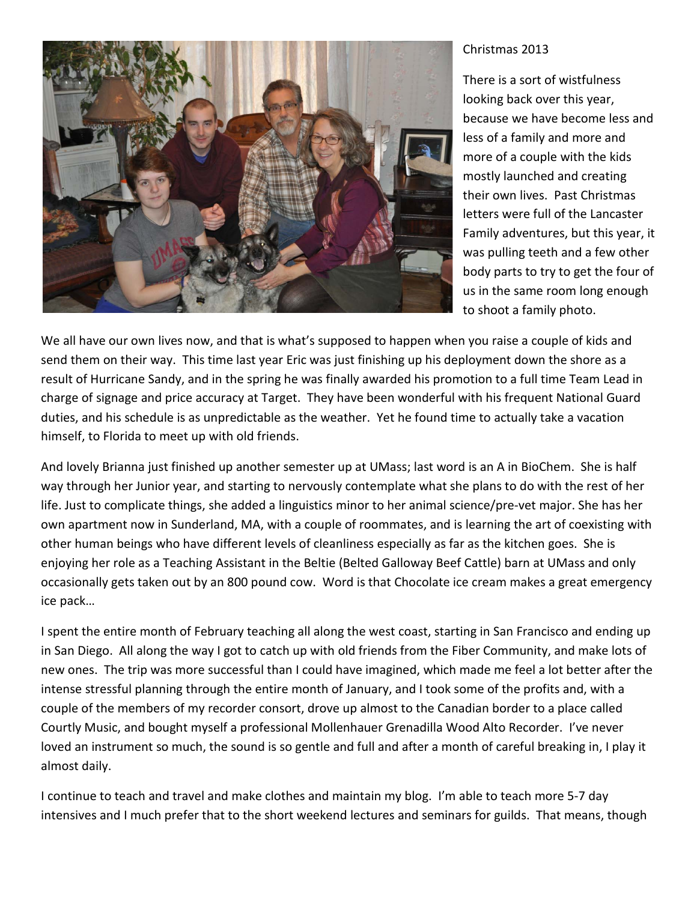Christmas 2013

There is a sort of wistfulness looking back over this year, because we have become less and less of a family and more and more of a couple with the kids mostly launched and creating their own lives. Past Christmas letters were full of the Lancaster Family adventures, but this year, it was pulling teeth and a few other body parts to try to get the four of us in the same room long enough to shoot a family photo.

We all have our own lives now, and that is what's supposed to happen when you raise a couple of kids and send them on their way. This time last year Eric was just finishing up his deployment down the shore as a result of Hurricane Sandy, and in the spring he was finally awarded his promotion to a full time Team Lead in charge of signage and price accuracy at Target. They have been wonderful with his frequent National Guard duties, and his schedule is as unpredictable as the weather. Yet he found time to actually take a vacation himself, to Florida to meet up with old friends.

And lovely Brianna just finished up another semester up at UMass; last word is an A in BioChem. She is half way through her Junior year, and starting to nervously contemplate what she plans to do with the rest of her life. Just to complicate things, she added a linguistics minor to her animal science/pre-vet major. She has her own apartment now in Sunderland, MA, with a couple of roommates, and is learning the art of coexisting with other human beings who have different levels of cleanliness especially as far as the kitchen goes. She is enjoying her role as a Teaching Assistant in the Beltie (Belted Galloway Beef Cattle) barn at UMass and only occasionally gets taken out by an 800 pound cow. Word is that Chocolate ice cream makes a great emergency ice pack…

I spent the entire month of February teaching all along the west coast, starting in San Francisco and ending up in San Diego. All along the way I got to catch up with old friends from the Fiber Community, and make lots of new ones. The trip was more successful than I could have imagined, which made me feel a lot better after the intense stressful planning through the entire month of January, and I took some of the profits and, with a couple of the members of my recorder consort, drove up almost to the Canadian border to a place called Courtly Music, and bought myself a professional Mollenhauer Grenadilla Wood Alto Recorder. I've never loved an instrument so much, the sound is so gentle and full and after a month of careful breaking in, I play it almost daily.

I continue to teach and travel and make clothes and maintain my blog. I'm able to teach more 5-7 day intensives and I much prefer that to the short weekend lectures and seminars for guilds. That means, though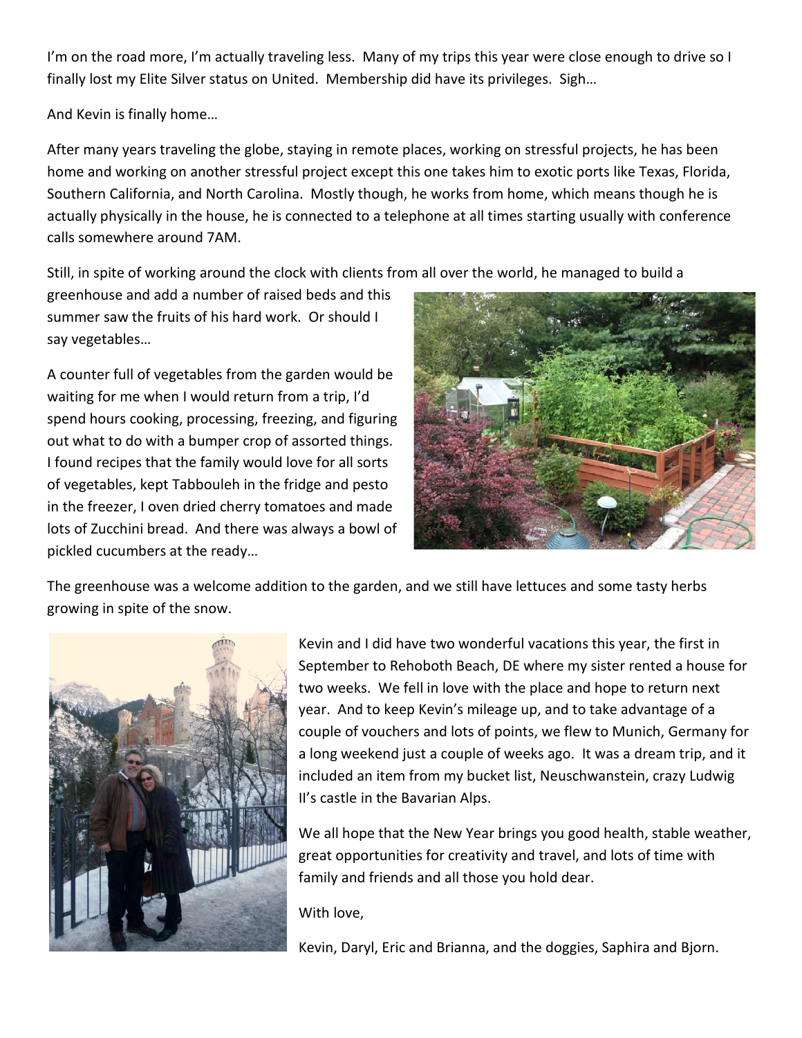I'm on the road more, I'm actually traveling less. Many of my trips this year were close enough to drive so I finally lost my Elite Silver status on United. Membership did have its privileges. Sigh…

And Kevin is finally home…

After many years traveling the globe, staying in remote places, working on stressful projects, he has been home and working on another stressful project except this one takes him to exotic ports like Texas, Florida, Southern California, and North Carolina. Mostly though, he works from home, which means though he is actually physically in the house, he is connected to a telephone at all times starting usually with conference calls somewhere around 7AM.

Still, in spite of working around the clock with clients from all over the world, he managed to build a greenhouse and add a number of raised beds and this summer saw the fruits of his hard work. Or should I say vegetables…

A counter full of vegetables from the garden would be waiting for me when I would return from a trip, I'd spend hours cooking, processing, freezing, and figuring out what to do with a bumper crop of assorted things. I found recipes that the family would love for all sorts of vegetables, kept Tabbouleh in the fridge and pesto in the freezer, I oven dried cherry tomatoes and made lots of Zucchini bread. And there was always a bowl of pickled cucumbers at the ready…

The greenhouse was a welcome addition to the garden, and we still have lettuces and some tasty herbs growing in spite of the snow.

Kevin and I did have two wonderful vacations this year, the first in September to Rehoboth Beach, DE where my sister rented a house for two weeks. We fell in love with the place and hope to return next year. And to keep Kevin's mileage up, and to take advantage of a couple of vouchers and lots of points, we flew to Munich, Germany for a long weekend just a couple of weeks ago. It was a dream trip, and it included an item from my bucket list, Neuschwanstein, crazy Ludwig II's castle in the Bavarian Alps.

We all hope that the New Year brings you good health, stable weather, great opportunities for creativity and travel, and lots of time with family and friends and all those you hold dear.

With love,

Kevin, Daryl, Eric and Brianna, and the doggies, Saphira and Bjorn.